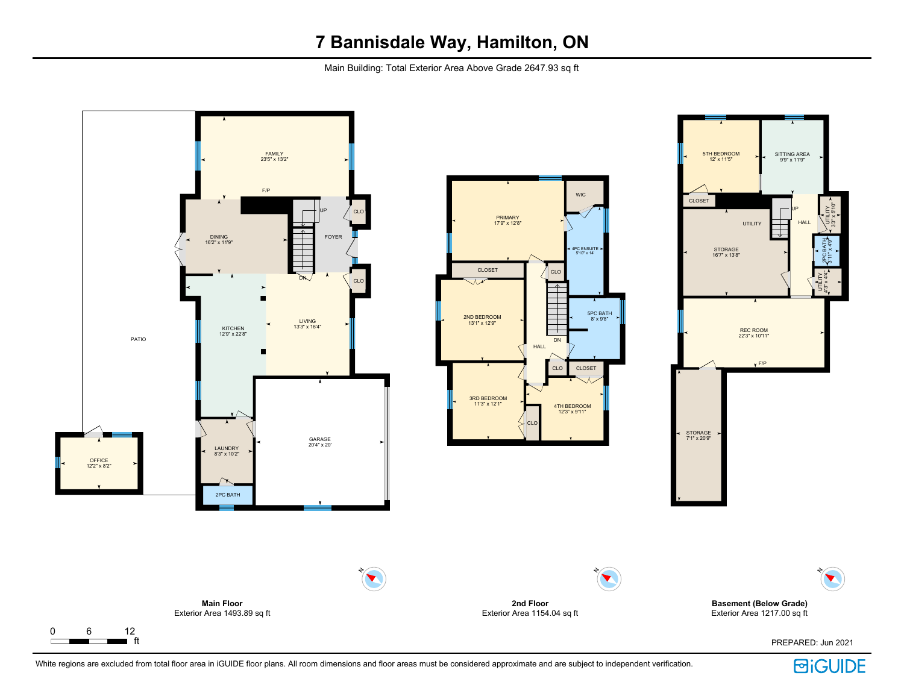# 7 Bannisdale Way, Hamilton, ON

Main Building: Total Exterior Area Above Grade 2647.93 sq ft

## Main Floor
Exterior Area 1493.89 sq ft

- FAMILY 23'5" x 13'2"
- F/P
- DINING 16'2" x 11'9"
- FOYER
- CLO
- CLO
- UP
- DN
- KITCHEN 12'9" x 22'8"
- LIVING 13'3" x 16'4"
- PATIO
- GARAGE 20'4" x 20'
- LAUNDRY 8'3" x 10'2"
- 2PC BATH
- OFFICE 12'2" x 8'2"

## 2nd Floor
Exterior Area 1154.04 sq ft

- PRIMARY 17'9" x 12'8"
- WIC
- 4PC ENSUITE 5'10" x 14'
- CLOSET
- CLO
- 2ND BEDROOM 13'1" x 12'9"
- 5PC BATH 8' x 9'8"
- HALL
- DN
- CLO
- CLOSET
- 3RD BEDROOM 11'3" x 12'1"
- 4TH BEDROOM 12'3" x 9'11"
- CLO

## Basement (Below Grade)
Exterior Area 1217.00 sq ft

- 5TH BEDROOM 12' x 11'5"
- SITTING AREA 9'9" x 11'9"
- CLOSET
- UP
- HALL
- UTILITY
- UTILITY 3'3" x 5'10"
- STORAGE 16'7" x 13'8"
- 2PC BATH 3'11" x 4'9"
- UTILITY 4'3" x 4'4"
- REC ROOM 22'3" x 10'11"
- F/P
- STORAGE 7'1" x 20'9"

0 6 12 ft

PREPARED: Jun 2021

White regions are excluded from total floor area in iGUIDE floor plans. All room dimensions and floor areas must be considered approximate and are subject to independent verification.

iGUIDE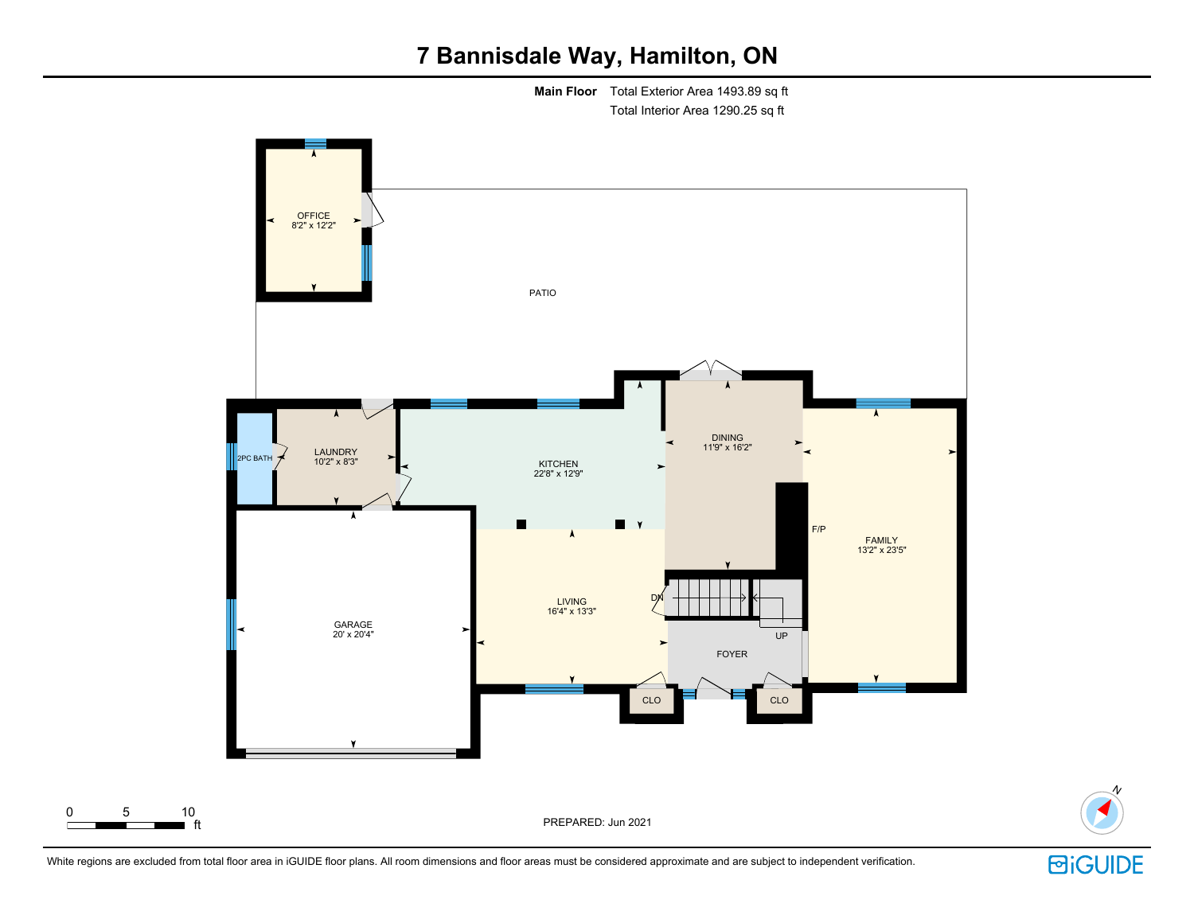# 7 Bannisdale Way, Hamilton, ON

**Main Floor** Total Exterior Area 1493.89 sq ft
Total Interior Area 1290.25 sq ft

OFFICE
8'2" x 12'2"

PATIO

2PC BATH

LAUNDRY
10'2" x 8'3"

KITCHEN
22'8" x 12'9"

DINING
11'9" x 16'2"

FAMILY
13'2" x 23'5"

F/P

GARAGE
20' x 20'4"

LIVING
16'4" x 13'3"

DN

UP

FOYER

CLO

CLO

0 5 10 ft

PREPARED: Jun 2021

N

White regions are excluded from total floor area in iGUIDE floor plans. All room dimensions and floor areas must be considered approximate and are subject to independent verification.

iGUIDE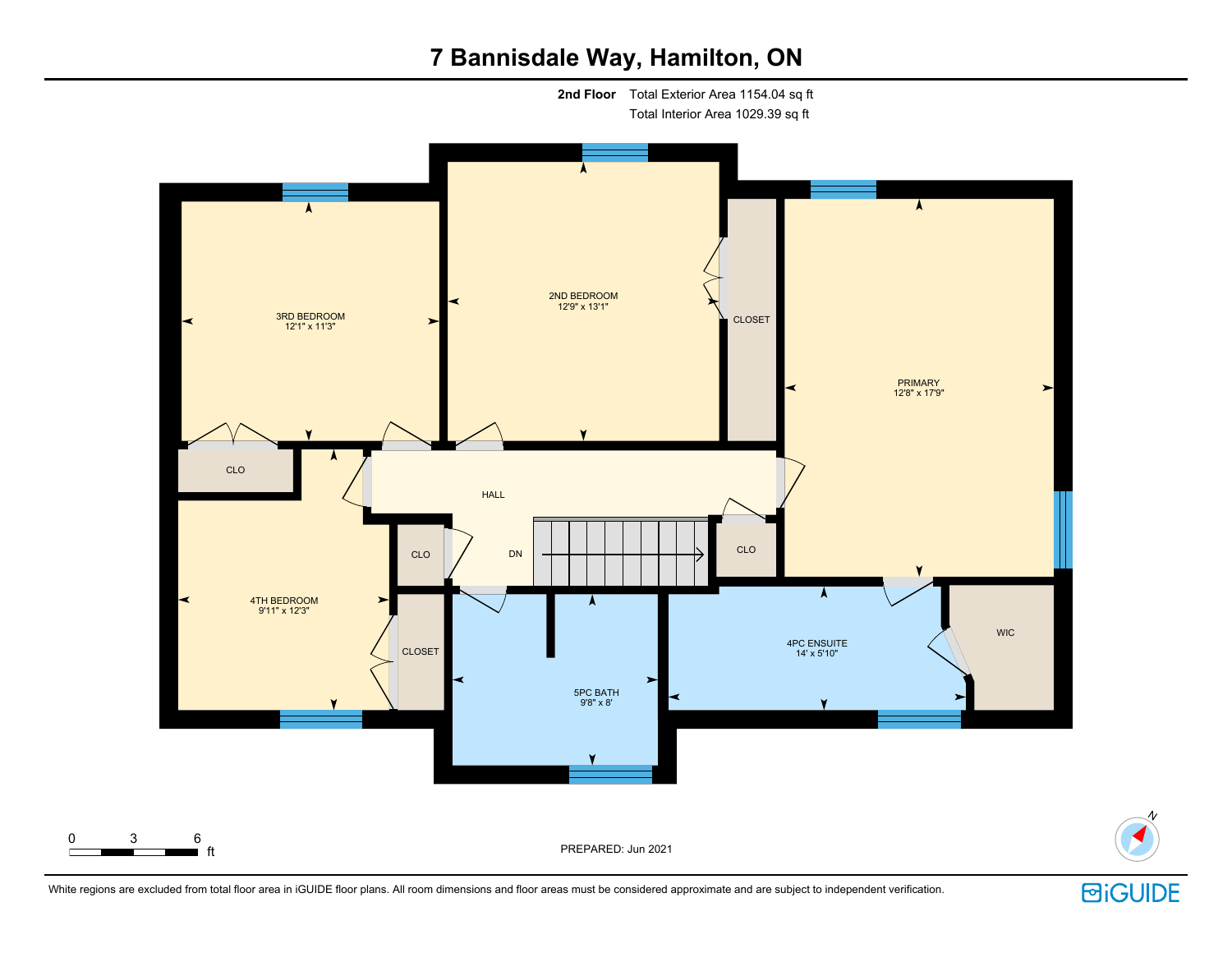# 7 Bannisdale Way, Hamilton, ON

**2nd Floor** Total Exterior Area 1154.04 sq ft
Total Interior Area 1029.39 sq ft

3RD BEDROOM
12'1" x 11'3"

2ND BEDROOM
12'9" x 13'1"

CLOSET

PRIMARY
12'8" x 17'9"

CLO

HALL

CLO

DN

CLO

4TH BEDROOM
9'11" x 12'3"

CLOSET

5PC BATH
9'8" x 8'

4PC ENSUITE
14' x 5'10"

WIC

0 3 6 ft

PREPARED: Jun 2021

N

White regions are excluded from total floor area in iGUIDE floor plans. All room dimensions and floor areas must be considered approximate and are subject to independent verification.

iGUIDE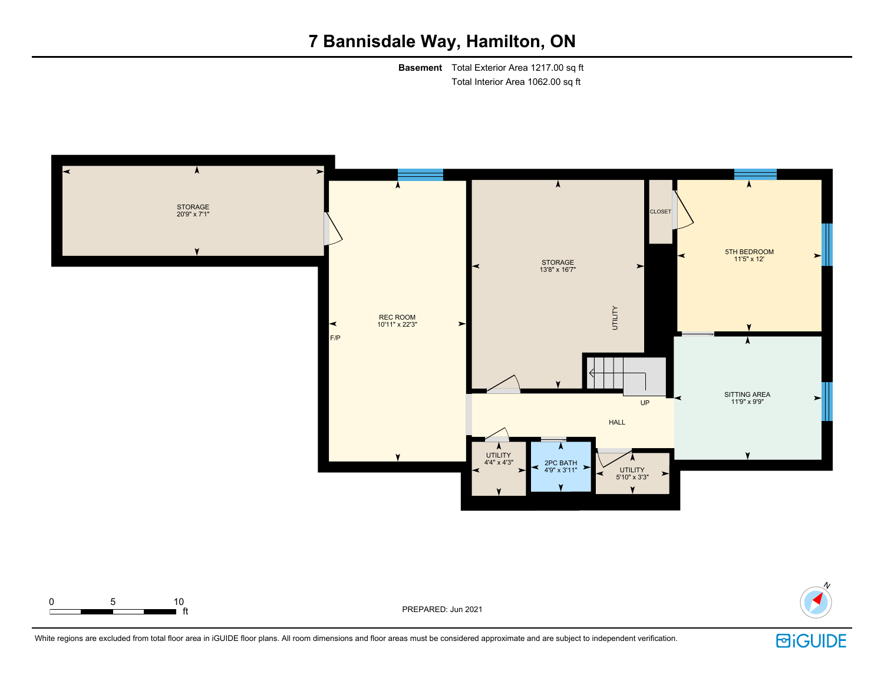# 7 Bannisdale Way, Hamilton, ON

**Basement** Total Exterior Area 1217.00 sq ft
Total Interior Area 1062.00 sq ft

STORAGE
20'9" x 7'1"

REC ROOM
10'11" x 22'3"

F/P

STORAGE
13'8" x 16'7"

UTILITY

CLOSET

5TH BEDROOM
11'5" x 12'

SITTING AREA
11'9" x 9'9"

UP

HALL

UTILITY
4'4" x 4'3"

2PC BATH
4'9" x 3'11"

UTILITY
5'10" x 3'3"

0 5 10 ft

PREPARED: Jun 2021

N

White regions are excluded from total floor area in iGUIDE floor plans. All room dimensions and floor areas must be considered approximate and are subject to independent verification.

iGUIDE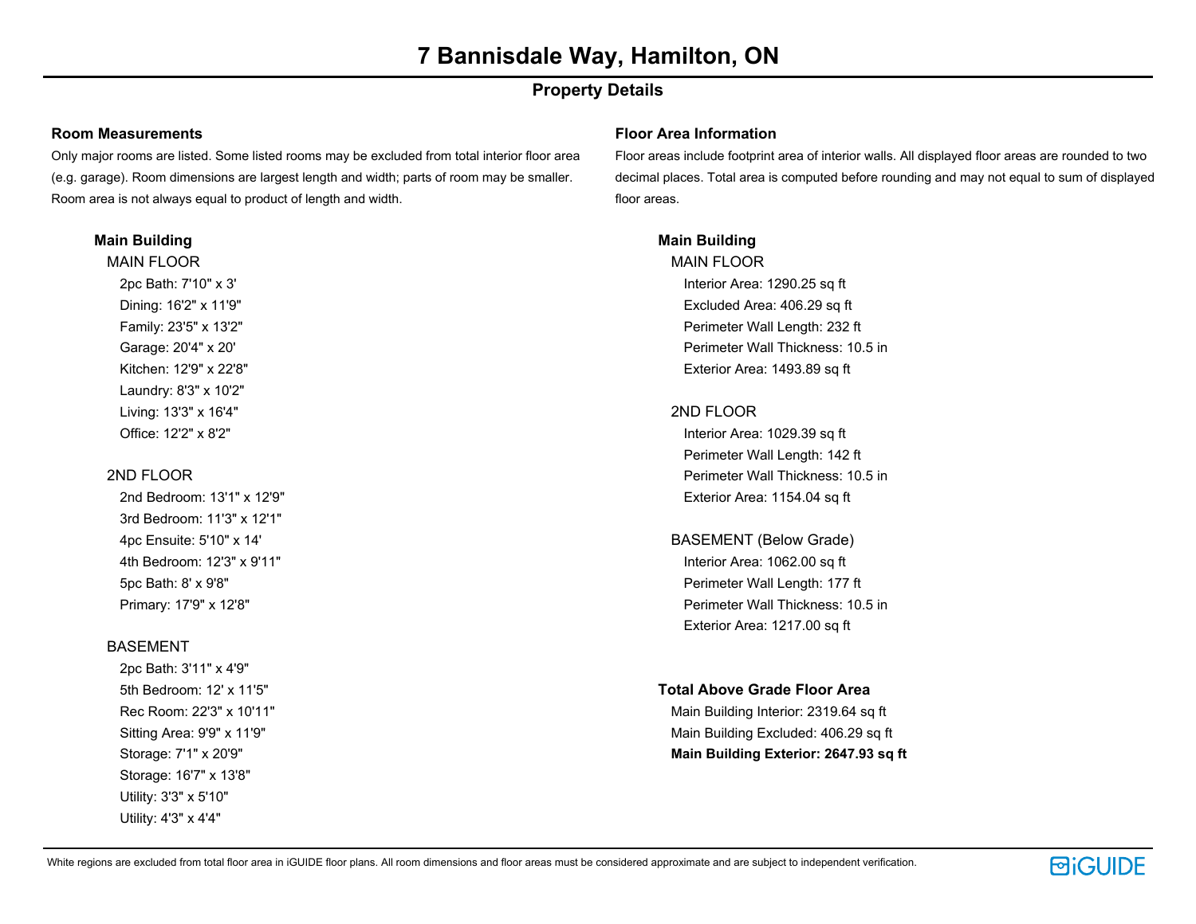# 7 Bannisdale Way, Hamilton, ON

## Property Details

### Room Measurements

Only major rooms are listed. Some listed rooms may be excluded from total interior floor area (e.g. garage). Room dimensions are largest length and width; parts of room may be smaller. Room area is not always equal to product of length and width.

**Main Building**

MAIN FLOOR

- 2pc Bath: 7'10" x 3'
- Dining: 16'2" x 11'9"
- Family: 23'5" x 13'2"
- Garage: 20'4" x 20'
- Kitchen: 12'9" x 22'8"
- Laundry: 8'3" x 10'2"
- Living: 13'3" x 16'4"
- Office: 12'2" x 8'2"

2ND FLOOR

- 2nd Bedroom: 13'1" x 12'9"
- 3rd Bedroom: 11'3" x 12'1"
- 4pc Ensuite: 5'10" x 14'
- 4th Bedroom: 12'3" x 9'11"
- 5pc Bath: 8' x 9'8"
- Primary: 17'9" x 12'8"

BASEMENT

- 2pc Bath: 3'11" x 4'9"
- 5th Bedroom: 12' x 11'5"
- Rec Room: 22'3" x 10'11"
- Sitting Area: 9'9" x 11'9"
- Storage: 7'1" x 20'9"
- Storage: 16'7" x 13'8"
- Utility: 3'3" x 5'10"
- Utility: 4'3" x 4'4"

### Floor Area Information

Floor areas include footprint area of interior walls. All displayed floor areas are rounded to two decimal places. Total area is computed before rounding and may not equal to sum of displayed floor areas.

**Main Building**

MAIN FLOOR

- Interior Area: 1290.25 sq ft
- Excluded Area: 406.29 sq ft
- Perimeter Wall Length: 232 ft
- Perimeter Wall Thickness: 10.5 in
- Exterior Area: 1493.89 sq ft

2ND FLOOR

- Interior Area: 1029.39 sq ft
- Perimeter Wall Length: 142 ft
- Perimeter Wall Thickness: 10.5 in
- Exterior Area: 1154.04 sq ft

BASEMENT (Below Grade)

- Interior Area: 1062.00 sq ft
- Perimeter Wall Length: 177 ft
- Perimeter Wall Thickness: 10.5 in
- Exterior Area: 1217.00 sq ft

**Total Above Grade Floor Area**

- Main Building Interior: 2319.64 sq ft
- Main Building Excluded: 406.29 sq ft
- **Main Building Exterior: 2647.93 sq ft**

White regions are excluded from total floor area in iGUIDE floor plans. All room dimensions and floor areas must be considered approximate and are subject to independent verification.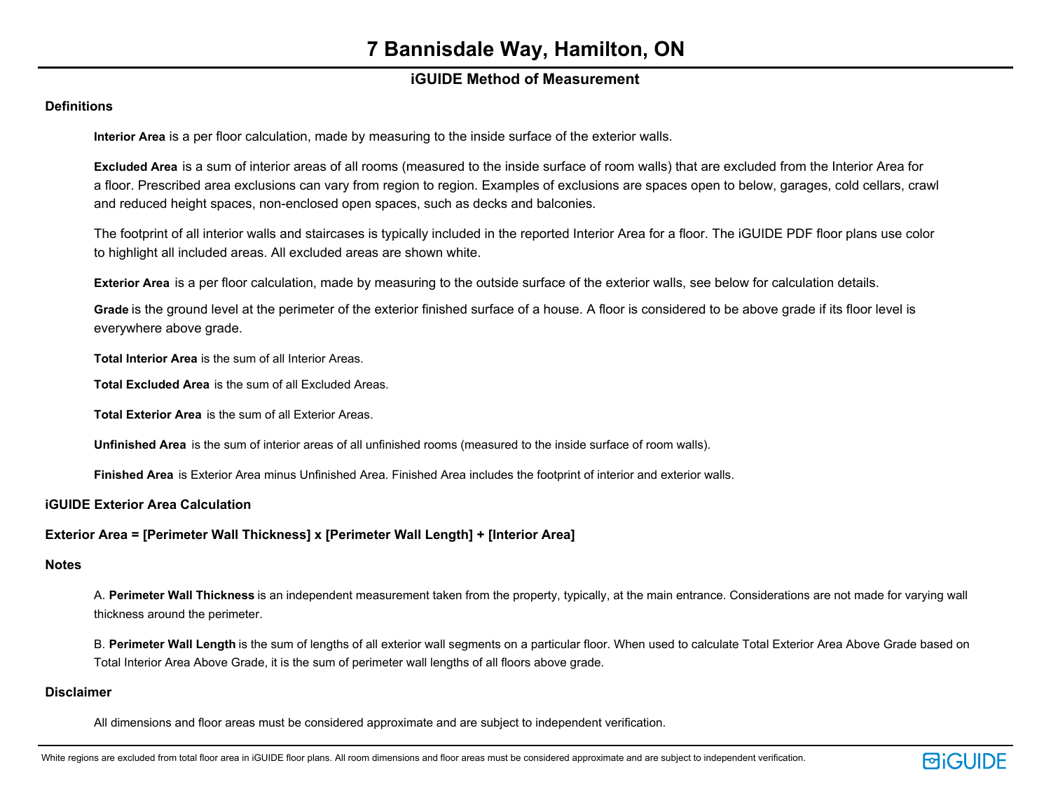# 7 Bannisdale Way, Hamilton, ON

## iGUIDE Method of Measurement

### Definitions

**Interior Area** is a per floor calculation, made by measuring to the inside surface of the exterior walls.

**Excluded Area** is a sum of interior areas of all rooms (measured to the inside surface of room walls) that are excluded from the Interior Area for a floor. Prescribed area exclusions can vary from region to region. Examples of exclusions are spaces open to below, garages, cold cellars, crawl and reduced height spaces, non-enclosed open spaces, such as decks and balconies.

The footprint of all interior walls and staircases is typically included in the reported Interior Area for a floor. The iGUIDE PDF floor plans use color to highlight all included areas. All excluded areas are shown white.

**Exterior Area** is a per floor calculation, made by measuring to the outside surface of the exterior walls, see below for calculation details.

**Grade** is the ground level at the perimeter of the exterior finished surface of a house. A floor is considered to be above grade if its floor level is everywhere above grade.

**Total Interior Area** is the sum of all Interior Areas.

**Total Excluded Area** is the sum of all Excluded Areas.

**Total Exterior Area** is the sum of all Exterior Areas.

**Unfinished Area** is the sum of interior areas of all unfinished rooms (measured to the inside surface of room walls).

**Finished Area** is Exterior Area minus Unfinished Area. Finished Area includes the footprint of interior and exterior walls.

### iGUIDE Exterior Area Calculation

**Exterior Area = [Perimeter Wall Thickness] x [Perimeter Wall Length] + [Interior Area]**

### Notes

A. **Perimeter Wall Thickness** is an independent measurement taken from the property, typically, at the main entrance. Considerations are not made for varying wall thickness around the perimeter.

B. **Perimeter Wall Length** is the sum of lengths of all exterior wall segments on a particular floor. When used to calculate Total Exterior Area Above Grade based on Total Interior Area Above Grade, it is the sum of perimeter wall lengths of all floors above grade.

### Disclaimer

All dimensions and floor areas must be considered approximate and are subject to independent verification.